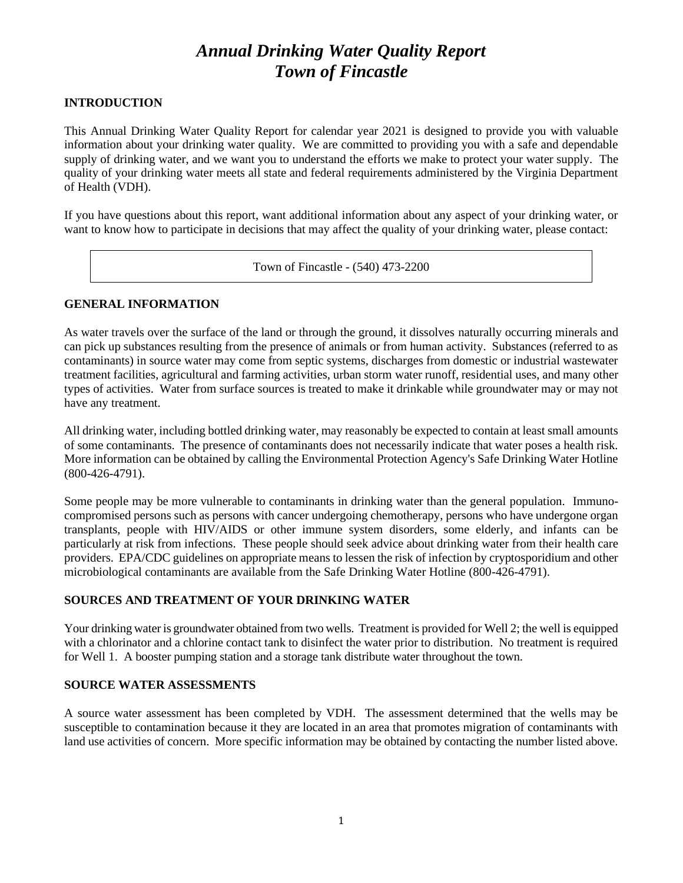# *Annual Drinking Water Quality Report*
# *Town of Fincastle*

## INTRODUCTION

This Annual Drinking Water Quality Report for calendar year 2021 is designed to provide you with valuable information about your drinking water quality. We are committed to providing you with a safe and dependable supply of drinking water, and we want you to understand the efforts we make to protect your water supply. The quality of your drinking water meets all state and federal requirements administered by the Virginia Department of Health (VDH).

If you have questions about this report, want additional information about any aspect of your drinking water, or want to know how to participate in decisions that may affect the quality of your drinking water, please contact:

| Town of Fincastle - (540) 473-2200 |
|---|

## GENERAL INFORMATION

As water travels over the surface of the land or through the ground, it dissolves naturally occurring minerals and can pick up substances resulting from the presence of animals or from human activity. Substances (referred to as contaminants) in source water may come from septic systems, discharges from domestic or industrial wastewater treatment facilities, agricultural and farming activities, urban storm water runoff, residential uses, and many other types of activities. Water from surface sources is treated to make it drinkable while groundwater may or may not have any treatment.

All drinking water, including bottled drinking water, may reasonably be expected to contain at least small amounts of some contaminants. The presence of contaminants does not necessarily indicate that water poses a health risk. More information can be obtained by calling the Environmental Protection Agency's Safe Drinking Water Hotline (800-426-4791).

Some people may be more vulnerable to contaminants in drinking water than the general population. Immuno-compromised persons such as persons with cancer undergoing chemotherapy, persons who have undergone organ transplants, people with HIV/AIDS or other immune system disorders, some elderly, and infants can be particularly at risk from infections. These people should seek advice about drinking water from their health care providers. EPA/CDC guidelines on appropriate means to lessen the risk of infection by cryptosporidium and other microbiological contaminants are available from the Safe Drinking Water Hotline (800-426-4791).

## SOURCES AND TREATMENT OF YOUR DRINKING WATER

Your drinking water is groundwater obtained from two wells. Treatment is provided for Well 2; the well is equipped with a chlorinator and a chlorine contact tank to disinfect the water prior to distribution. No treatment is required for Well 1. A booster pumping station and a storage tank distribute water throughout the town.

## SOURCE WATER ASSESSMENTS

A source water assessment has been completed by VDH. The assessment determined that the wells may be susceptible to contamination because it they are located in an area that promotes migration of contaminants with land use activities of concern. More specific information may be obtained by contacting the number listed above.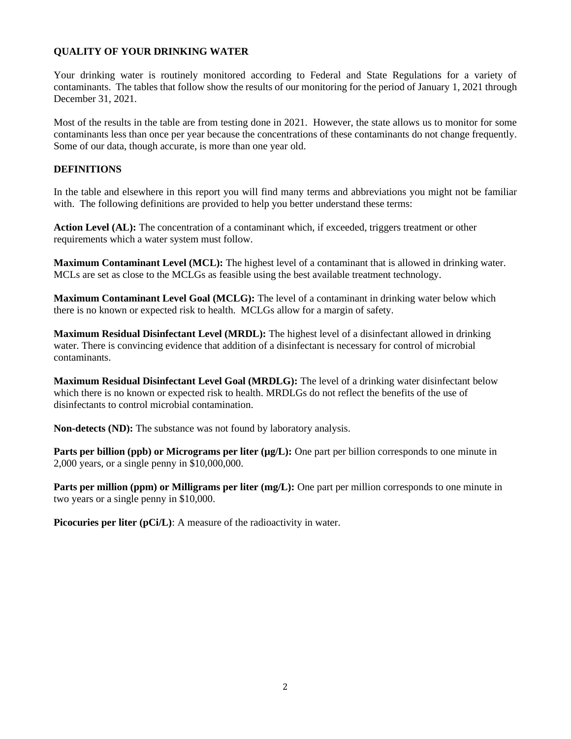## QUALITY OF YOUR DRINKING WATER

Your drinking water is routinely monitored according to Federal and State Regulations for a variety of contaminants. The tables that follow show the results of our monitoring for the period of January 1, 2021 through December 31, 2021.

Most of the results in the table are from testing done in 2021. However, the state allows us to monitor for some contaminants less than once per year because the concentrations of these contaminants do not change frequently. Some of our data, though accurate, is more than one year old.

## DEFINITIONS

In the table and elsewhere in this report you will find many terms and abbreviations you might not be familiar with. The following definitions are provided to help you better understand these terms:

**Action Level (AL):** The concentration of a contaminant which, if exceeded, triggers treatment or other requirements which a water system must follow.

**Maximum Contaminant Level (MCL):** The highest level of a contaminant that is allowed in drinking water. MCLs are set as close to the MCLGs as feasible using the best available treatment technology.

**Maximum Contaminant Level Goal (MCLG):** The level of a contaminant in drinking water below which there is no known or expected risk to health. MCLGs allow for a margin of safety.

**Maximum Residual Disinfectant Level (MRDL):** The highest level of a disinfectant allowed in drinking water. There is convincing evidence that addition of a disinfectant is necessary for control of microbial contaminants.

**Maximum Residual Disinfectant Level Goal (MRDLG):** The level of a drinking water disinfectant below which there is no known or expected risk to health. MRDLGs do not reflect the benefits of the use of disinfectants to control microbial contamination.

**Non-detects (ND):** The substance was not found by laboratory analysis.

**Parts per billion (ppb) or Micrograms per liter (µg/L):** One part per billion corresponds to one minute in 2,000 years, or a single penny in $10,000,000.

**Parts per million (ppm) or Milligrams per liter (mg/L):** One part per million corresponds to one minute in two years or a single penny in $10,000.

**Picocuries per liter (pCi/L)**: A measure of the radioactivity in water.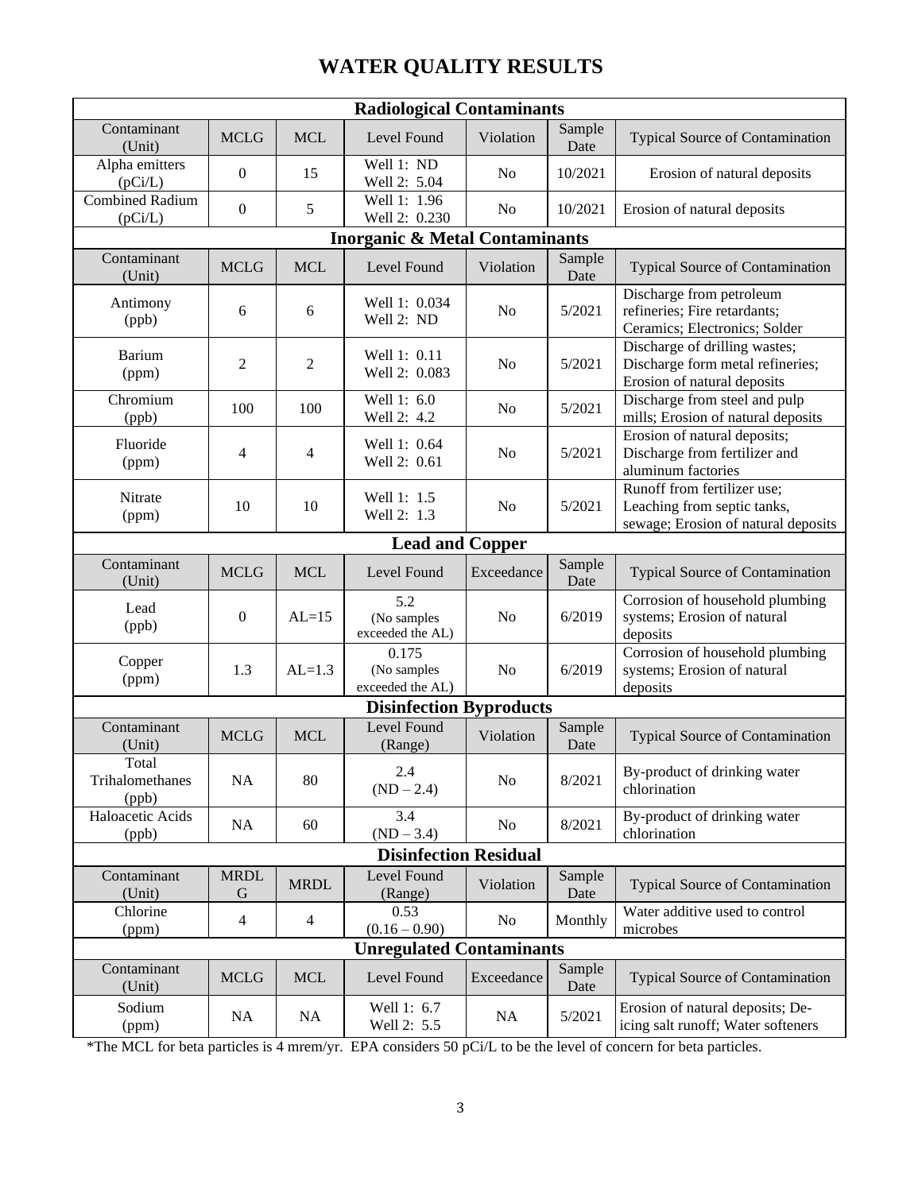# WATER QUALITY RESULTS

| Radiological Contaminants | | | | | | |
|---|---|---|---|---|---|---|
| Contaminant (Unit) | MCLG | MCL | Level Found | Violation | Sample Date | Typical Source of Contamination |
| Alpha emitters (pCi/L) | 0 | 15 | Well 1: ND<br>Well 2: 5.04 | No | 10/2021 | Erosion of natural deposits |
| Combined Radium (pCi/L) | 0 | 5 | Well 1: 1.96<br>Well 2: 0.230 | No | 10/2021 | Erosion of natural deposits |
| **Inorganic & Metal Contaminants** | | | | | | |
| Contaminant (Unit) | MCLG | MCL | Level Found | Violation | Sample Date | Typical Source of Contamination |
| Antimony (ppb) | 6 | 6 | Well 1: 0.034<br>Well 2: ND | No | 5/2021 | Discharge from petroleum refineries; Fire retardants; Ceramics; Electronics; Solder |
| Barium (ppm) | 2 | 2 | Well 1: 0.11<br>Well 2: 0.083 | No | 5/2021 | Discharge of drilling wastes; Discharge form metal refineries; Erosion of natural deposits |
| Chromium (ppb) | 100 | 100 | Well 1: 6.0<br>Well 2: 4.2 | No | 5/2021 | Discharge from steel and pulp mills; Erosion of natural deposits |
| Fluoride (ppm) | 4 | 4 | Well 1: 0.64<br>Well 2: 0.61 | No | 5/2021 | Erosion of natural deposits; Discharge from fertilizer and aluminum factories |
| Nitrate (ppm) | 10 | 10 | Well 1: 1.5<br>Well 2: 1.3 | No | 5/2021 | Runoff from fertilizer use; Leaching from septic tanks, sewage; Erosion of natural deposits |
| **Lead and Copper** | | | | | | |
| Contaminant (Unit) | MCLG | MCL | Level Found | Exceedance | Sample Date | Typical Source of Contamination |
| Lead (ppb) | 0 | AL=15 | 5.2<br>(No samples exceeded the AL) | No | 6/2019 | Corrosion of household plumbing systems; Erosion of natural deposits |
| Copper (ppm) | 1.3 | AL=1.3 | 0.175<br>(No samples exceeded the AL) | No | 6/2019 | Corrosion of household plumbing systems; Erosion of natural deposits |
| **Disinfection Byproducts** | | | | | | |
| Contaminant (Unit) | MCLG | MCL | Level Found (Range) | Violation | Sample Date | Typical Source of Contamination |
| Total Trihalomethanes (ppb) | NA | 80 | 2.4<br>(ND – 2.4) | No | 8/2021 | By-product of drinking water chlorination |
| Haloacetic Acids (ppb) | NA | 60 | 3.4<br>(ND – 3.4) | No | 8/2021 | By-product of drinking water chlorination |
| **Disinfection Residual** | | | | | | |
| Contaminant (Unit) | MRDLG | MRDL | Level Found (Range) | Violation | Sample Date | Typical Source of Contamination |
| Chlorine (ppm) | 4 | 4 | 0.53<br>(0.16 – 0.90) | No | Monthly | Water additive used to control microbes |
| **Unregulated Contaminants** | | | | | | |
| Contaminant (Unit) | MCLG | MCL | Level Found | Exceedance | Sample Date | Typical Source of Contamination |
| Sodium (ppm) | NA | NA | Well 1: 6.7<br>Well 2: 5.5 | NA | 5/2021 | Erosion of natural deposits; De-icing salt runoff; Water softeners |

*The MCL for beta particles is 4 mrem/yr. EPA considers 50 pCi/L to be the level of concern for beta particles.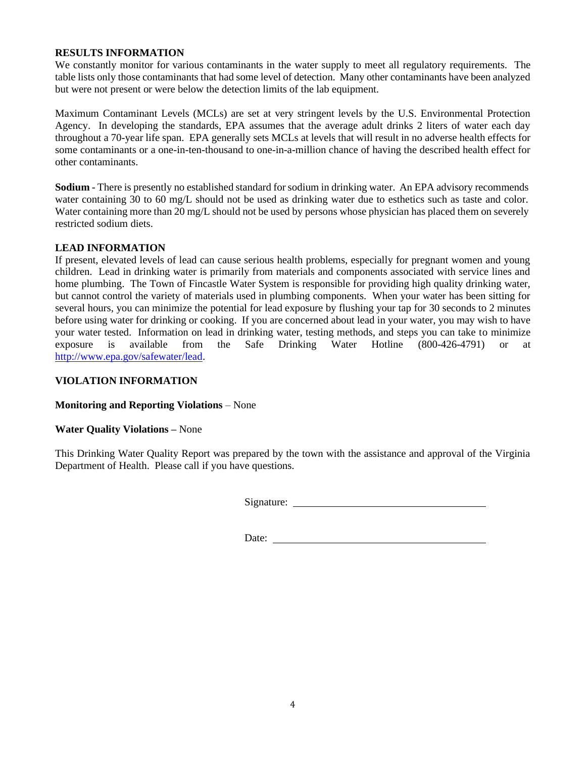## RESULTS INFORMATION

We constantly monitor for various contaminants in the water supply to meet all regulatory requirements. The table lists only those contaminants that had some level of detection. Many other contaminants have been analyzed but were not present or were below the detection limits of the lab equipment.

Maximum Contaminant Levels (MCLs) are set at very stringent levels by the U.S. Environmental Protection Agency. In developing the standards, EPA assumes that the average adult drinks 2 liters of water each day throughout a 70-year life span. EPA generally sets MCLs at levels that will result in no adverse health effects for some contaminants or a one-in-ten-thousand to one-in-a-million chance of having the described health effect for other contaminants.

**Sodium** - There is presently no established standard for sodium in drinking water. An EPA advisory recommends water containing 30 to 60 mg/L should not be used as drinking water due to esthetics such as taste and color. Water containing more than 20 mg/L should not be used by persons whose physician has placed them on severely restricted sodium diets.

## LEAD INFORMATION

If present, elevated levels of lead can cause serious health problems, especially for pregnant women and young children. Lead in drinking water is primarily from materials and components associated with service lines and home plumbing. The Town of Fincastle Water System is responsible for providing high quality drinking water, but cannot control the variety of materials used in plumbing components. When your water has been sitting for several hours, you can minimize the potential for lead exposure by flushing your tap for 30 seconds to 2 minutes before using water for drinking or cooking. If you are concerned about lead in your water, you may wish to have your water tested. Information on lead in drinking water, testing methods, and steps you can take to minimize exposure is available from the Safe Drinking Water Hotline (800-426-4791) or at http://www.epa.gov/safewater/lead.

## VIOLATION INFORMATION

**Monitoring and Reporting Violations** – None

**Water Quality Violations –** None

This Drinking Water Quality Report was prepared by the town with the assistance and approval of the Virginia Department of Health. Please call if you have questions.

Signature: ______________________________

Date: ______________________________